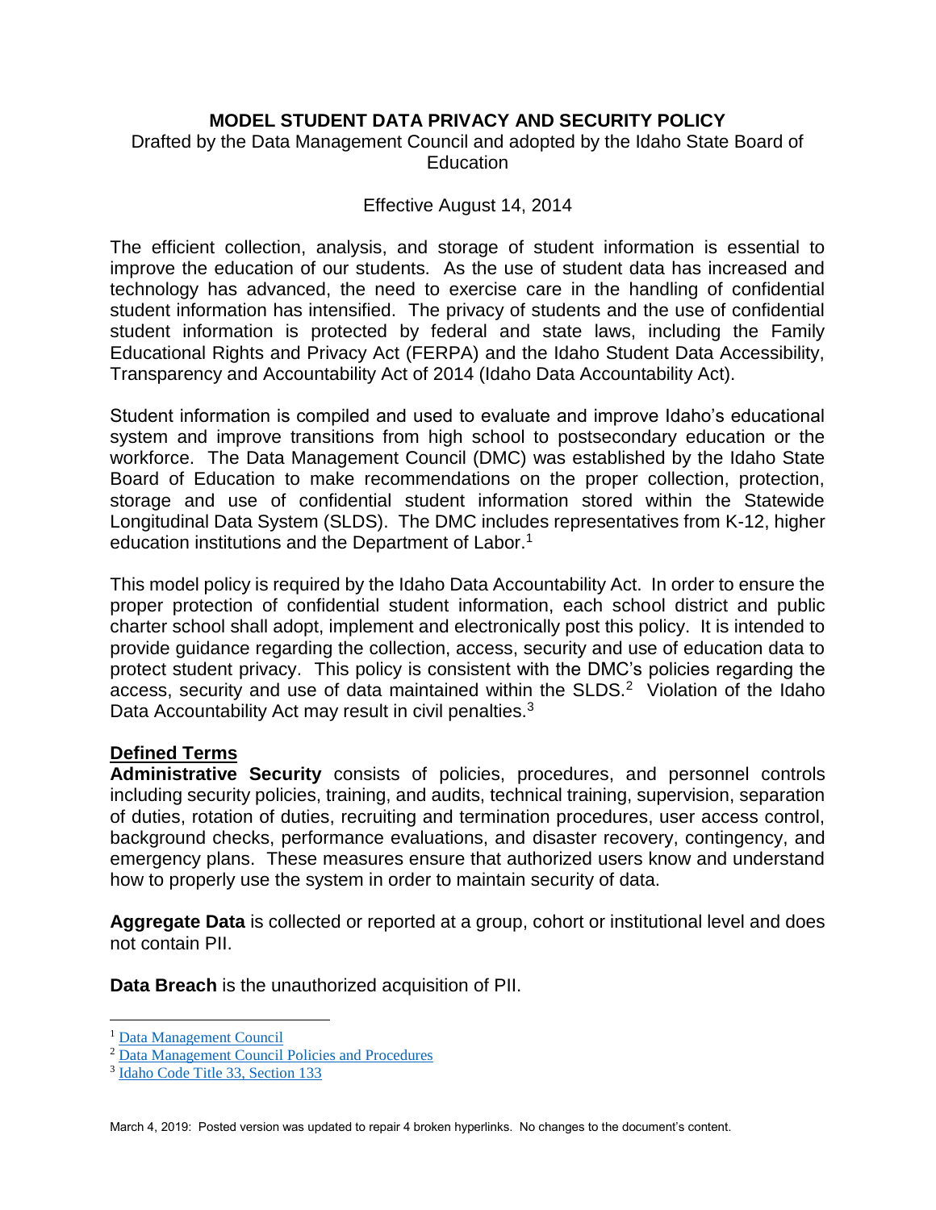# MODEL STUDENT DATA PRIVACY AND SECURITY POLICY

Drafted by the Data Management Council and adopted by the Idaho State Board of Education

Effective August 14, 2014

The efficient collection, analysis, and storage of student information is essential to improve the education of our students. As the use of student data has increased and technology has advanced, the need to exercise care in the handling of confidential student information has intensified. The privacy of students and the use of confidential student information is protected by federal and state laws, including the Family Educational Rights and Privacy Act (FERPA) and the Idaho Student Data Accessibility, Transparency and Accountability Act of 2014 (Idaho Data Accountability Act).

Student information is compiled and used to evaluate and improve Idaho's educational system and improve transitions from high school to postsecondary education or the workforce. The Data Management Council (DMC) was established by the Idaho State Board of Education to make recommendations on the proper collection, protection, storage and use of confidential student information stored within the Statewide Longitudinal Data System (SLDS). The DMC includes representatives from K-12, higher education institutions and the Department of Labor.[1]

This model policy is required by the Idaho Data Accountability Act. In order to ensure the proper protection of confidential student information, each school district and public charter school shall adopt, implement and electronically post this policy. It is intended to provide guidance regarding the collection, access, security and use of education data to protect student privacy. This policy is consistent with the DMC's policies regarding the access, security and use of data maintained within the SLDS.[2] Violation of the Idaho Data Accountability Act may result in civil penalties.[3]

## Defined Terms

**Administrative Security** consists of policies, procedures, and personnel controls including security policies, training, and audits, technical training, supervision, separation of duties, rotation of duties, recruiting and termination procedures, user access control, background checks, performance evaluations, and disaster recovery, contingency, and emergency plans. These measures ensure that authorized users know and understand how to properly use the system in order to maintain security of data.

**Aggregate Data** is collected or reported at a group, cohort or institutional level and does not contain PII.

**Data Breach** is the unauthorized acquisition of PII.

---

[1] Data Management Council

[2] Data Management Council Policies and Procedures

[3] Idaho Code Title 33, Section 133

March 4, 2019: Posted version was updated to repair 4 broken hyperlinks. No changes to the document's content.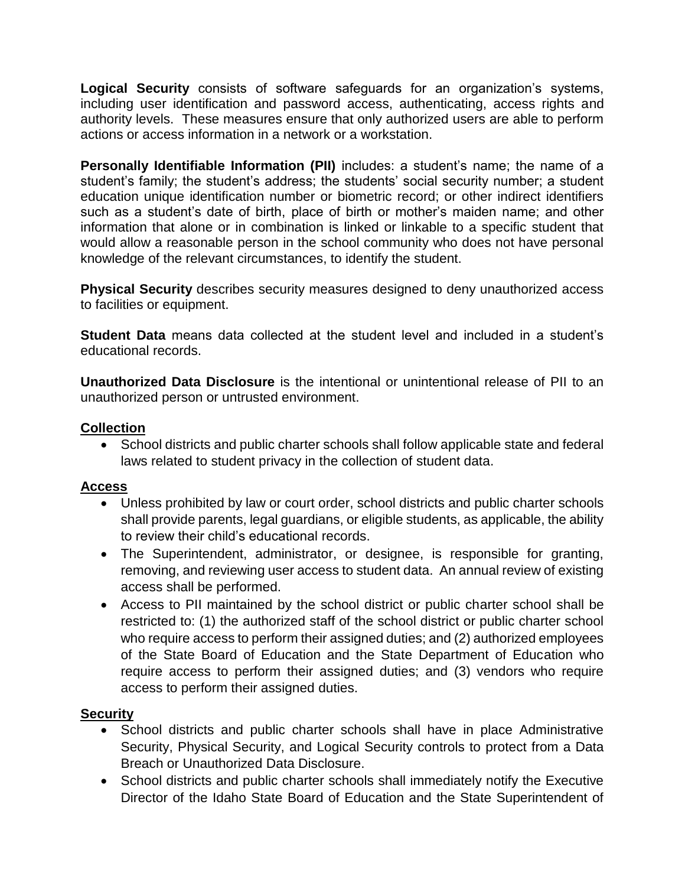**Logical Security** consists of software safeguards for an organization's systems, including user identification and password access, authenticating, access rights and authority levels. These measures ensure that only authorized users are able to perform actions or access information in a network or a workstation.

**Personally Identifiable Information (PII)** includes: a student's name; the name of a student's family; the student's address; the students' social security number; a student education unique identification number or biometric record; or other indirect identifiers such as a student's date of birth, place of birth or mother's maiden name; and other information that alone or in combination is linked or linkable to a specific student that would allow a reasonable person in the school community who does not have personal knowledge of the relevant circumstances, to identify the student.

**Physical Security** describes security measures designed to deny unauthorized access to facilities or equipment.

**Student Data** means data collected at the student level and included in a student's educational records.

**Unauthorized Data Disclosure** is the intentional or unintentional release of PII to an unauthorized person or untrusted environment.

## Collection

- School districts and public charter schools shall follow applicable state and federal laws related to student privacy in the collection of student data.

## Access

- Unless prohibited by law or court order, school districts and public charter schools shall provide parents, legal guardians, or eligible students, as applicable, the ability to review their child's educational records.
- The Superintendent, administrator, or designee, is responsible for granting, removing, and reviewing user access to student data. An annual review of existing access shall be performed.
- Access to PII maintained by the school district or public charter school shall be restricted to: (1) the authorized staff of the school district or public charter school who require access to perform their assigned duties; and (2) authorized employees of the State Board of Education and the State Department of Education who require access to perform their assigned duties; and (3) vendors who require access to perform their assigned duties.

## Security

- School districts and public charter schools shall have in place Administrative Security, Physical Security, and Logical Security controls to protect from a Data Breach or Unauthorized Data Disclosure.
- School districts and public charter schools shall immediately notify the Executive Director of the Idaho State Board of Education and the State Superintendent of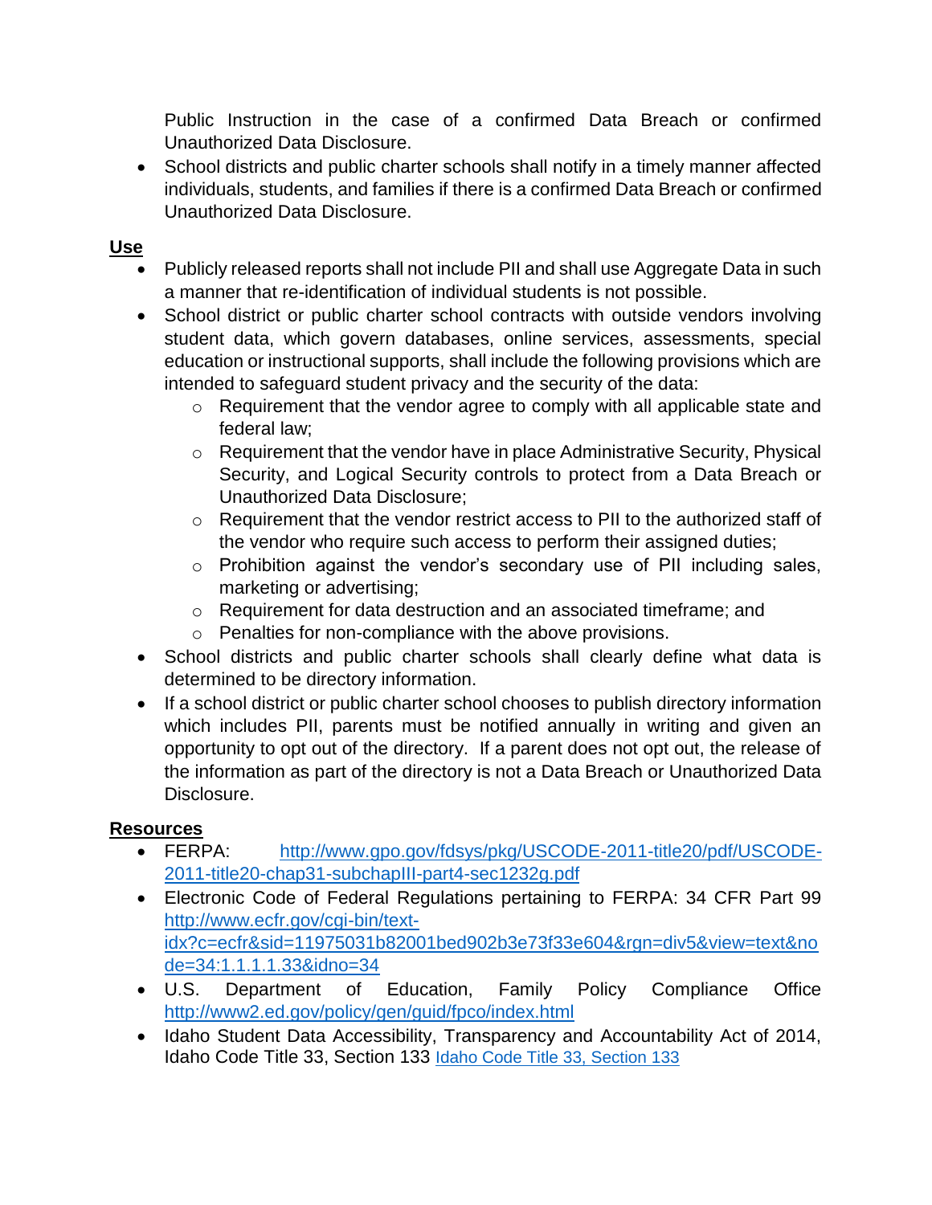Public Instruction in the case of a confirmed Data Breach or confirmed Unauthorized Data Disclosure.

- School districts and public charter schools shall notify in a timely manner affected individuals, students, and families if there is a confirmed Data Breach or confirmed Unauthorized Data Disclosure.

**Use**

- Publicly released reports shall not include PII and shall use Aggregate Data in such a manner that re-identification of individual students is not possible.
- School district or public charter school contracts with outside vendors involving student data, which govern databases, online services, assessments, special education or instructional supports, shall include the following provisions which are intended to safeguard student privacy and the security of the data:
  - Requirement that the vendor agree to comply with all applicable state and federal law;
  - Requirement that the vendor have in place Administrative Security, Physical Security, and Logical Security controls to protect from a Data Breach or Unauthorized Data Disclosure;
  - Requirement that the vendor restrict access to PII to the authorized staff of the vendor who require such access to perform their assigned duties;
  - Prohibition against the vendor's secondary use of PII including sales, marketing or advertising;
  - Requirement for data destruction and an associated timeframe; and
  - Penalties for non-compliance with the above provisions.
- School districts and public charter schools shall clearly define what data is determined to be directory information.
- If a school district or public charter school chooses to publish directory information which includes PII, parents must be notified annually in writing and given an opportunity to opt out of the directory. If a parent does not opt out, the release of the information as part of the directory is not a Data Breach or Unauthorized Data Disclosure.

**Resources**

- FERPA: http://www.gpo.gov/fdsys/pkg/USCODE-2011-title20/pdf/USCODE-2011-title20-chap31-subchapIII-part4-sec1232g.pdf
- Electronic Code of Federal Regulations pertaining to FERPA: 34 CFR Part 99 http://www.ecfr.gov/cgi-bin/text-idx?c=ecfr&sid=11975031b82001bed902b3e73f33e604&rgn=div5&view=text&node=34:1.1.1.1.33&idno=34
- U.S. Department of Education, Family Policy Compliance Office http://www2.ed.gov/policy/gen/guid/fpco/index.html
- Idaho Student Data Accessibility, Transparency and Accountability Act of 2014, Idaho Code Title 33, Section 133 Idaho Code Title 33, Section 133